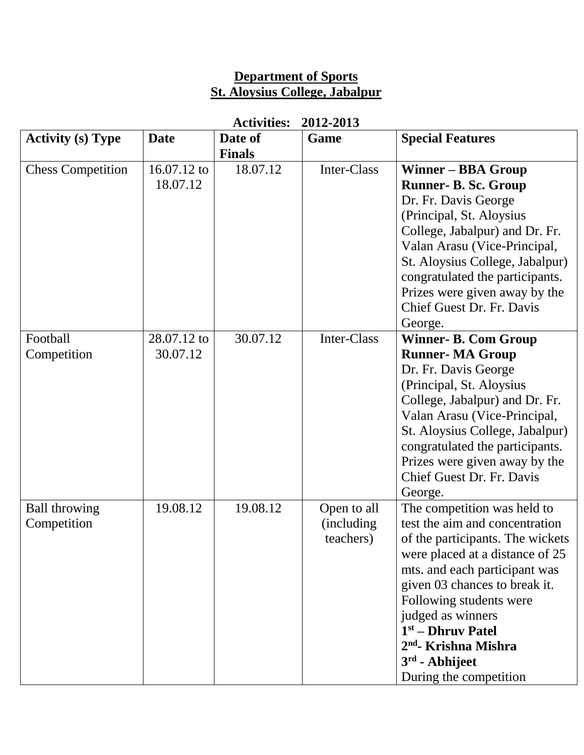**Department of Sports**
**St. Aloysius College, Jabalpur**

**Activities: 2012-2013**

| Activity (s) Type | Date | Date of Finals | Game | Special Features |
|---|---|---|---|---|
| Chess Competition | 16.07.12 to 18.07.12 | 18.07.12 | Inter-Class | **Winner – BBA Group** **Runner- B. Sc. Group** Dr. Fr. Davis George (Principal, St. Aloysius College, Jabalpur) and Dr. Fr. Valan Arasu (Vice-Principal, St. Aloysius College, Jabalpur) congratulated the participants. Prizes were given away by the Chief Guest Dr. Fr. Davis George. |
| Football Competition | 28.07.12 to 30.07.12 | 30.07.12 | Inter-Class | **Winner- B. Com Group** **Runner- MA Group** Dr. Fr. Davis George (Principal, St. Aloysius College, Jabalpur) and Dr. Fr. Valan Arasu (Vice-Principal, St. Aloysius College, Jabalpur) congratulated the participants. Prizes were given away by the Chief Guest Dr. Fr. Davis George. |
| Ball throwing Competition | 19.08.12 | 19.08.12 | Open to all (including teachers) | The competition was held to test the aim and concentration of the participants. The wickets were placed at a distance of 25 mts. and each participant was given 03 chances to break it. Following students were judged as winners **1st – Dhruv Patel** **2nd- Krishna Mishra** **3rd - Abhijeet** During the competition |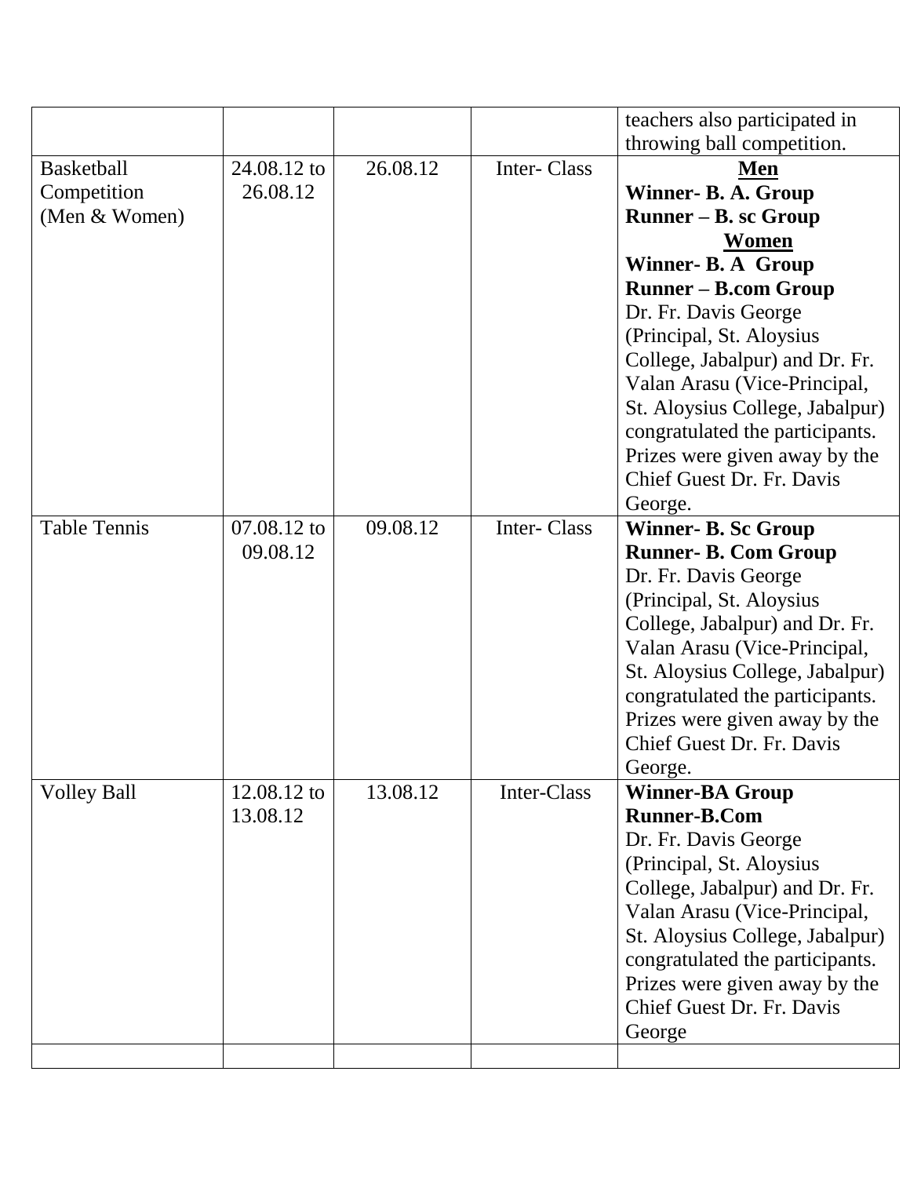| | | | | |
|---|---|---|---|---|
| | | | | teachers also participated in throwing ball competition. |
| Basketball Competition (Men & Women) | 24.08.12 to 26.08.12 | 26.08.12 | Inter- Class | **Men** **Winner- B. A. Group** **Runner – B. sc Group** **Women** **Winner- B. A Group** **Runner – B.com Group** Dr. Fr. Davis George (Principal, St. Aloysius College, Jabalpur) and Dr. Fr. Valan Arasu (Vice-Principal, St. Aloysius College, Jabalpur) congratulated the participants. Prizes were given away by the Chief Guest Dr. Fr. Davis George. |
| Table Tennis | 07.08.12 to 09.08.12 | 09.08.12 | Inter- Class | **Winner- B. Sc Group** **Runner- B. Com Group** Dr. Fr. Davis George (Principal, St. Aloysius College, Jabalpur) and Dr. Fr. Valan Arasu (Vice-Principal, St. Aloysius College, Jabalpur) congratulated the participants. Prizes were given away by the Chief Guest Dr. Fr. Davis George. |
| Volley Ball | 12.08.12 to 13.08.12 | 13.08.12 | Inter-Class | **Winner-BA Group** **Runner-B.Com** Dr. Fr. Davis George (Principal, St. Aloysius College, Jabalpur) and Dr. Fr. Valan Arasu (Vice-Principal, St. Aloysius College, Jabalpur) congratulated the participants. Prizes were given away by the Chief Guest Dr. Fr. Davis George |
| | | | | |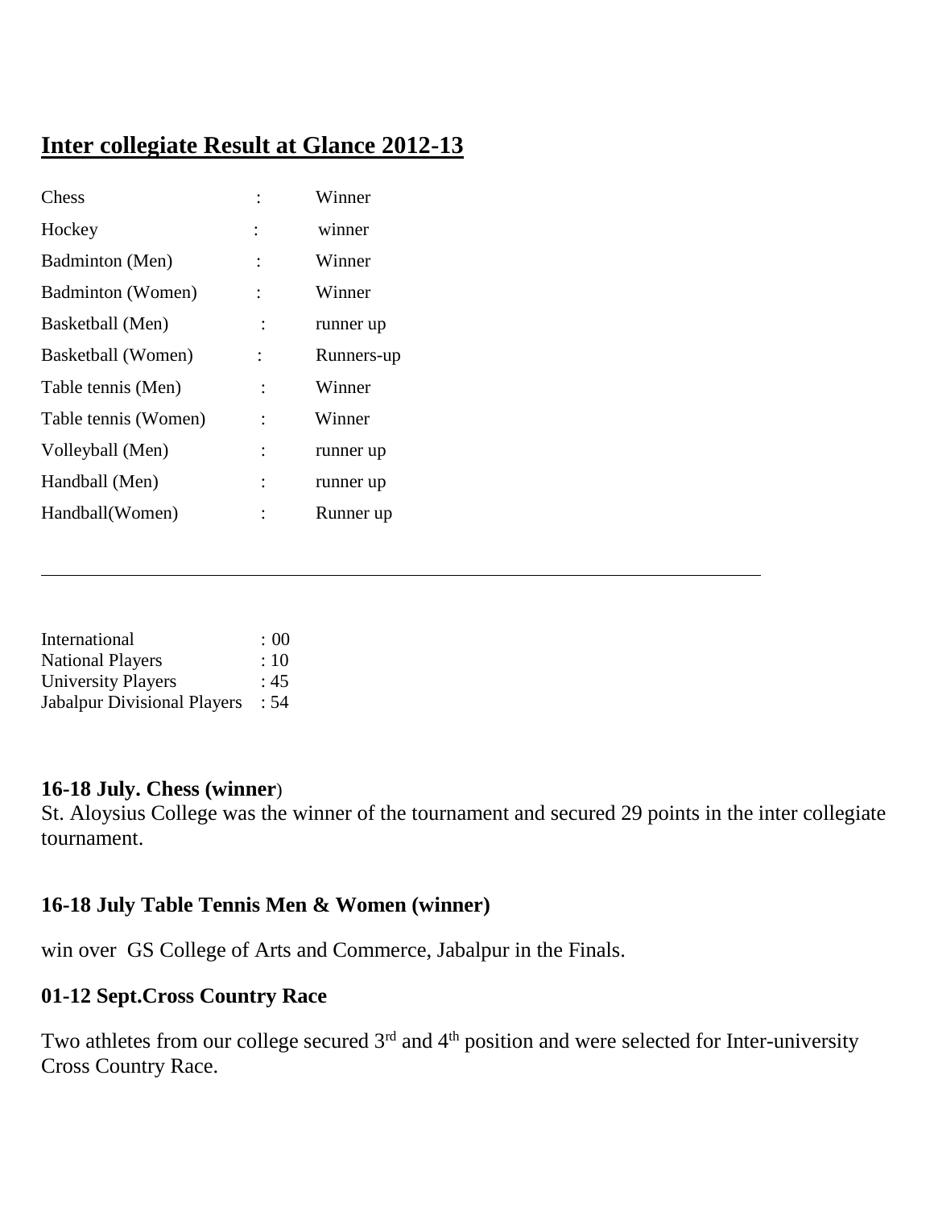## Inter collegiate Result at Glance 2012-13

| | | |
|---|---|---|
| Chess | : | Winner |
| Hockey | : | winner |
| Badminton (Men) | : | Winner |
| Badminton (Women) | : | Winner |
| Basketball (Men) | : | runner up |
| Basketball (Women) | : | Runners-up |
| Table tennis (Men) | : | Winner |
| Table tennis (Women) | : | Winner |
| Volleyball (Men) | : | runner up |
| Handball (Men) | : | runner up |
| Handball(Women) | : | Runner up |

---

| | |
|---|---|
| International | : 00 |
| National Players | : 10 |
| University Players | : 45 |
| Jabalpur Divisional Players | : 54 |

**16-18 July. Chess (winner**)

St. Aloysius College was the winner of the tournament and secured 29 points in the inter collegiate tournament.

**16-18 July Table Tennis Men & Women (winner)**

win over GS College of Arts and Commerce, Jabalpur in the Finals.

**01-12 Sept.Cross Country Race**

Two athletes from our college secured 3rd and 4th position and were selected for Inter-university Cross Country Race.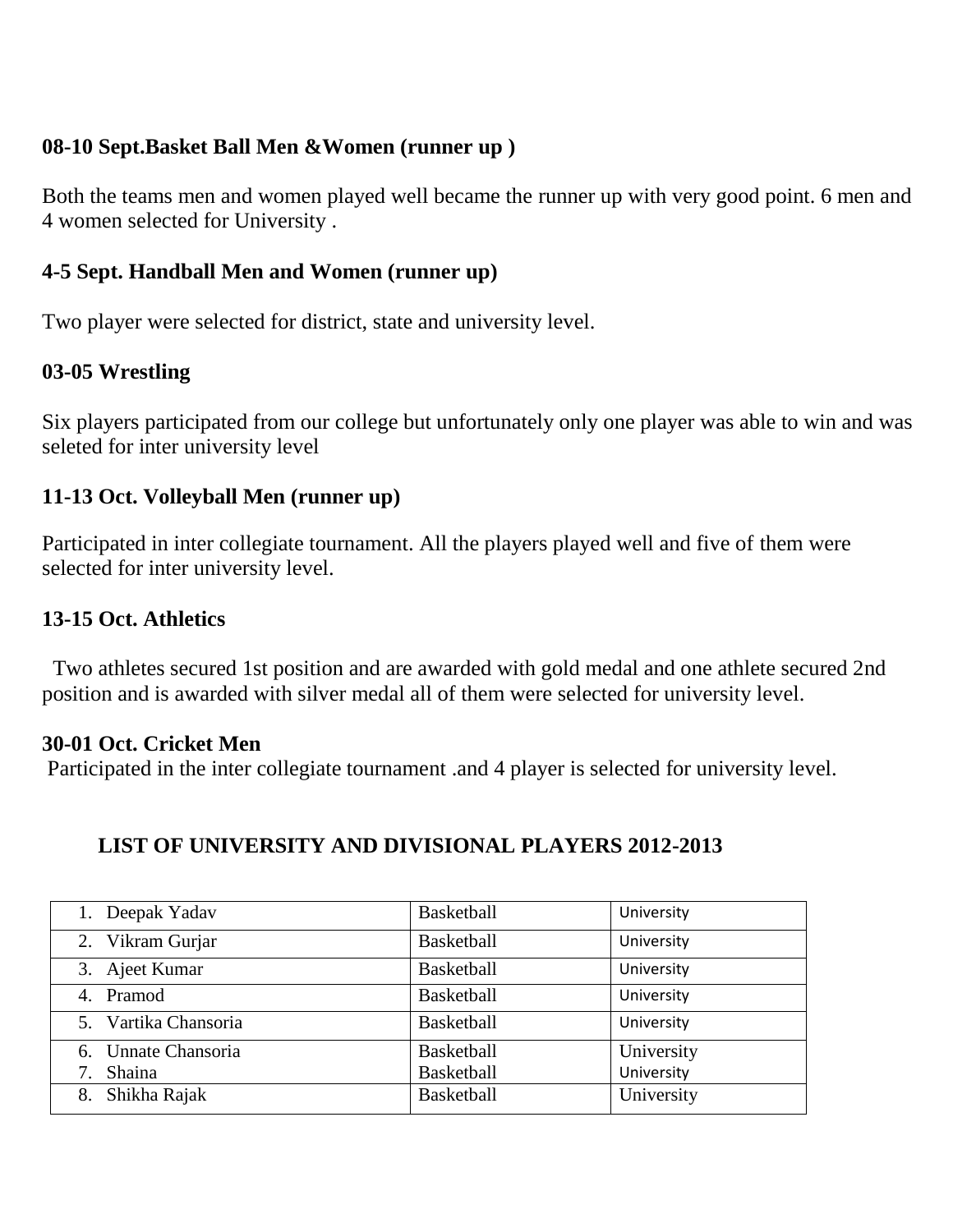**08-10 Sept.Basket Ball Men &Women (runner up )**

Both the teams men and women played well became the runner up with very good point. 6 men and 4 women selected for University .

**4-5 Sept. Handball Men and Women (runner up)**

Two player were selected for district, state and university level.

**03-05 Wrestling**

Six players participated from our college but unfortunately only one player was able to win and was seleted for inter university level

**11-13 Oct. Volleyball Men (runner up)**

Participated in inter collegiate tournament. All the players played well and five of them were selected for inter university level.

**13-15 Oct. Athletics**

Two athletes secured 1st position and are awarded with gold medal and one athlete secured 2nd position and is awarded with silver medal all of them were selected for university level.

**30-01 Oct. Cricket Men**

Participated in the inter collegiate tournament .and 4 player is selected for university level.

## LIST OF UNIVERSITY AND DIVISIONAL PLAYERS 2012-2013

| | | |
|---|---|---|
| 1. Deepak Yadav | Basketball | University |
| 2. Vikram Gurjar | Basketball | University |
| 3. Ajeet Kumar | Basketball | University |
| 4. Pramod | Basketball | University |
| 5. Vartika Chansoria | Basketball | University |
| 6. Unnate Chansoria | Basketball | University |
| 7. Shaina | Basketball | University |
| 8. Shikha Rajak | Basketball | University |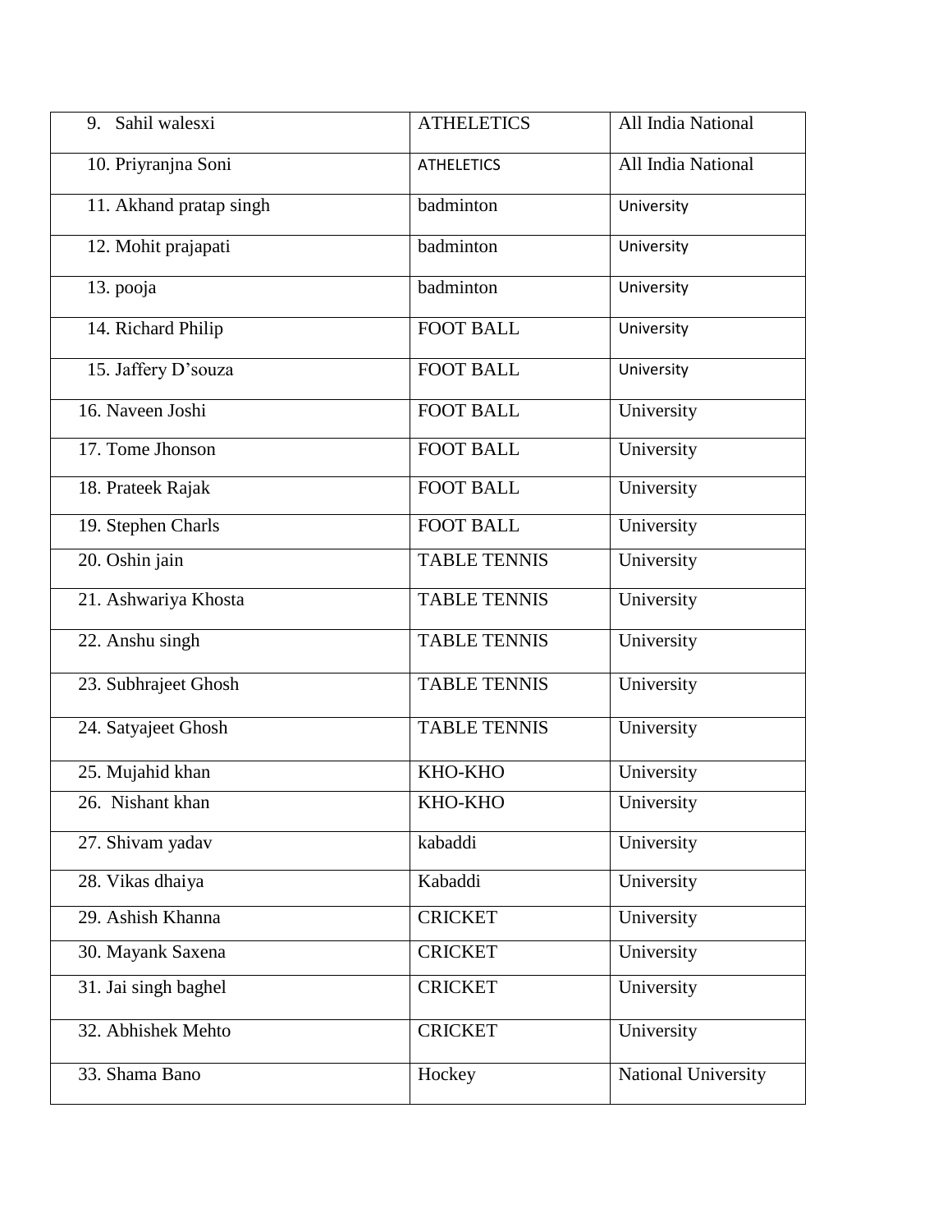| 9. Sahil walesxi | ATHELETICS | All India National |
|---|---|---|
| 10. Priyranjna Soni | ATHELETICS | All India National |
| 11. Akhand pratap singh | badminton | University |
| 12. Mohit prajapati | badminton | University |
| 13. pooja | badminton | University |
| 14. Richard Philip | FOOT BALL | University |
| 15. Jaffery D'souza | FOOT BALL | University |
| 16. Naveen Joshi | FOOT BALL | University |
| 17. Tome Jhonson | FOOT BALL | University |
| 18. Prateek Rajak | FOOT BALL | University |
| 19. Stephen Charls | FOOT BALL | University |
| 20. Oshin jain | TABLE TENNIS | University |
| 21. Ashwariya Khosta | TABLE TENNIS | University |
| 22. Anshu singh | TABLE TENNIS | University |
| 23. Subhrajeet Ghosh | TABLE TENNIS | University |
| 24. Satyajeet Ghosh | TABLE TENNIS | University |
| 25. Mujahid khan | KHO-KHO | University |
| 26. Nishant khan | KHO-KHO | University |
| 27. Shivam yadav | kabaddi | University |
| 28. Vikas dhaiya | Kabaddi | University |
| 29. Ashish Khanna | CRICKET | University |
| 30. Mayank Saxena | CRICKET | University |
| 31. Jai singh baghel | CRICKET | University |
| 32. Abhishek Mehto | CRICKET | University |
| 33. Shama Bano | Hockey | National University |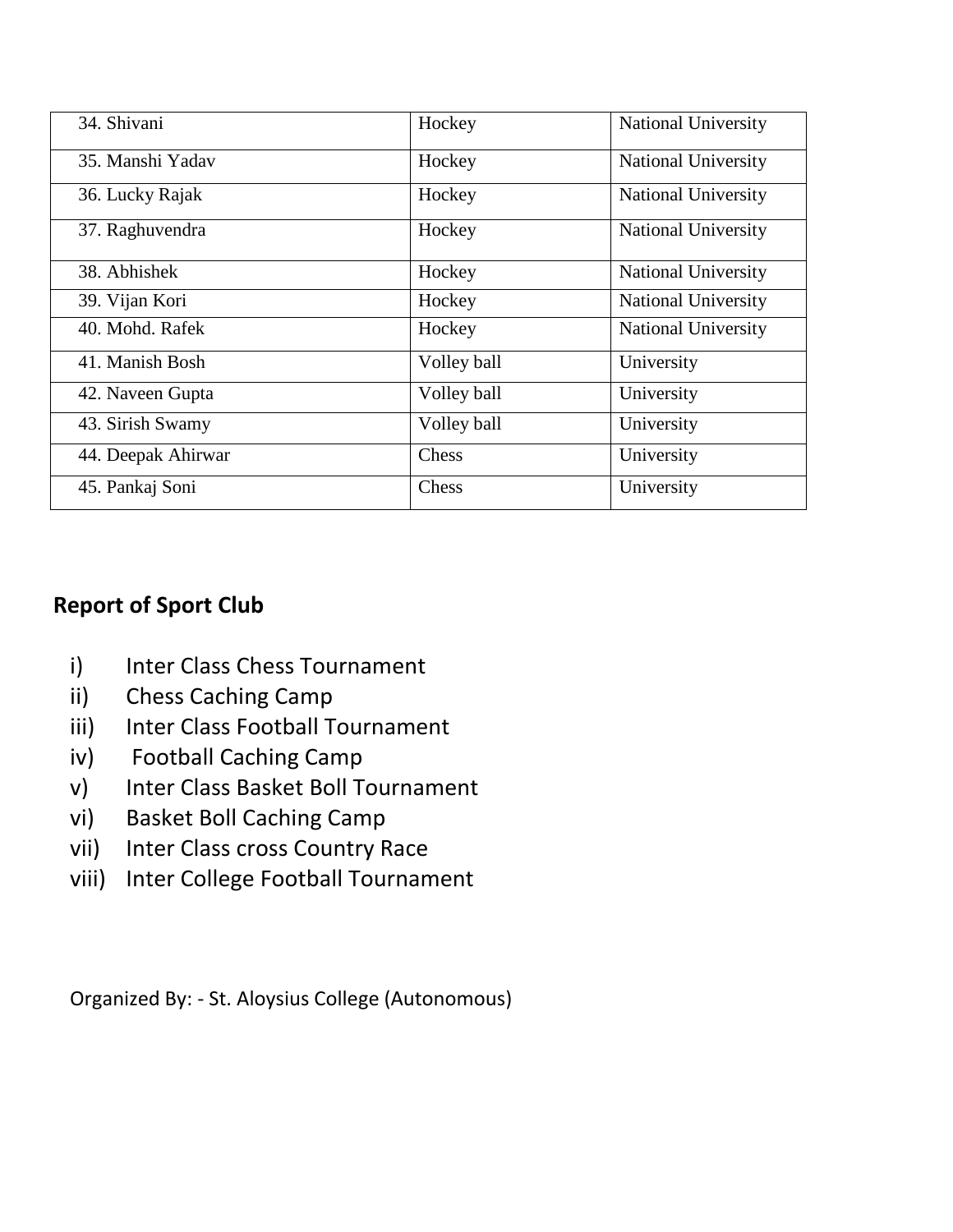| | | |
|---|---|---|
| 34. Shivani | Hockey | National University |
| 35. Manshi Yadav | Hockey | National University |
| 36. Lucky Rajak | Hockey | National University |
| 37. Raghuvendra | Hockey | National University |
| 38. Abhishek | Hockey | National University |
| 39. Vijan Kori | Hockey | National University |
| 40. Mohd. Rafek | Hockey | National University |
| 41. Manish Bosh | Volley ball | University |
| 42. Naveen Gupta | Volley ball | University |
| 43. Sirish Swamy | Volley ball | University |
| 44. Deepak Ahirwar | Chess | University |
| 45. Pankaj Soni | Chess | University |

## Report of Sport Club

i) Inter Class Chess Tournament
ii) Chess Caching Camp
iii) Inter Class Football Tournament
iv) Football Caching Camp
v) Inter Class Basket Boll Tournament
vi) Basket Boll Caching Camp
vii) Inter Class cross Country Race
viii) Inter College Football Tournament

Organized By: - St. Aloysius College (Autonomous)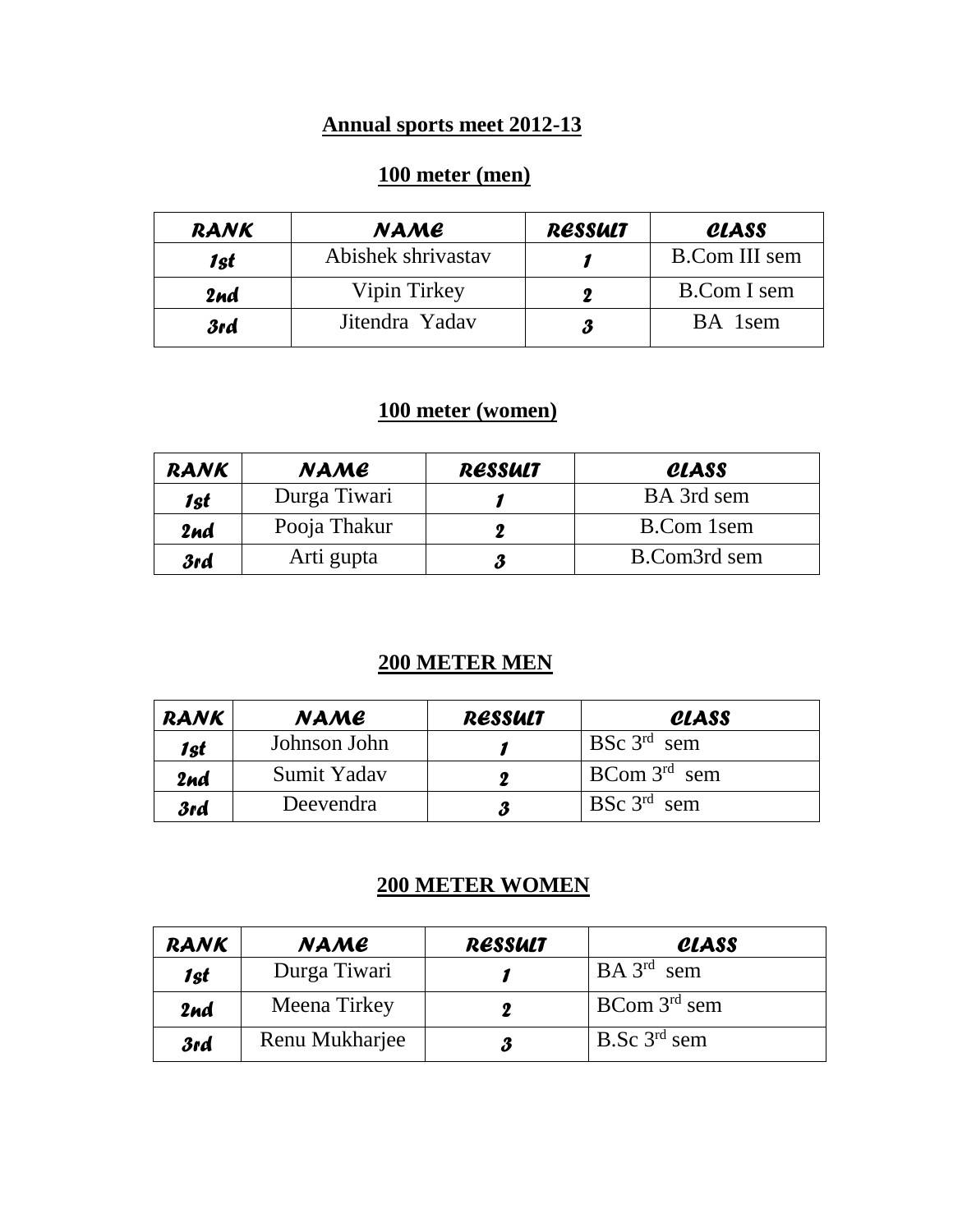## Annual sports meet 2012-13

### 100 meter (men)

| RANK | NAME | RESSULT | CLASS |
|---|---|---|---|
| 1st | Abishek shrivastav | 1 | B.Com III sem |
| 2nd | Vipin Tirkey | 2 | B.Com I sem |
| 3rd | Jitendra Yadav | 3 | BA 1sem |

### 100 meter (women)

| RANK | NAME | RESSULT | CLASS |
|---|---|---|---|
| 1st | Durga Tiwari | 1 | BA 3rd sem |
| 2nd | Pooja Thakur | 2 | B.Com 1sem |
| 3rd | Arti gupta | 3 | B.Com3rd sem |

### 200 METER MEN

| RANK | NAME | RESSULT | CLASS |
|---|---|---|---|
| 1st | Johnson John | 1 | BSc 3rd sem |
| 2nd | Sumit Yadav | 2 | BCom 3rd sem |
| 3rd | Deevendra | 3 | BSc 3rd sem |

### 200 METER WOMEN

| RANK | NAME | RESSULT | CLASS |
|---|---|---|---|
| 1st | Durga Tiwari | 1 | BA 3rd sem |
| 2nd | Meena Tirkey | 2 | BCom 3rd sem |
| 3rd | Renu Mukharjee | 3 | B.Sc 3rd sem |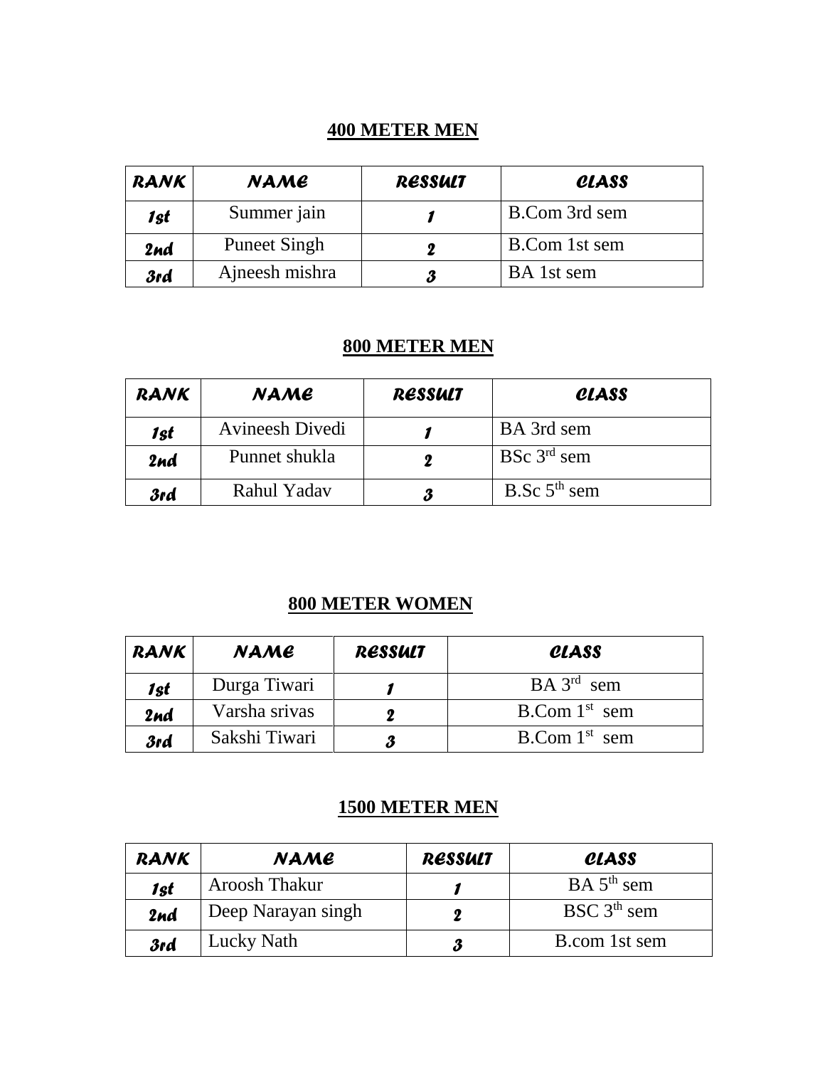**400 METER MEN**

| RANK | NAME | RESSULT | CLASS |
|---|---|---|---|
| 1st | Summer jain | 1 | B.Com 3rd sem |
| 2nd | Puneet Singh | 2 | B.Com 1st sem |
| 3rd | Ajneesh mishra | 3 | BA 1st sem |

**800 METER MEN**

| RANK | NAME | RESSULT | CLASS |
|---|---|---|---|
| 1st | Avineesh Divedi | 1 | BA 3rd sem |
| 2nd | Punnet shukla | 2 | BSc 3rd sem |
| 3rd | Rahul Yadav | 3 | B.Sc 5th sem |

**800 METER WOMEN**

| RANK | NAME | RESSULT | CLASS |
|---|---|---|---|
| 1st | Durga Tiwari | 1 | BA 3rd sem |
| 2nd | Varsha srivas | 2 | B.Com 1st sem |
| 3rd | Sakshi Tiwari | 3 | B.Com 1st sem |

**1500 METER MEN**

| RANK | NAME | RESSULT | CLASS |
|---|---|---|---|
| 1st | Aroosh Thakur | 1 | BA 5th sem |
| 2nd | Deep Narayan singh | 2 | BSC 3th sem |
| 3rd | Lucky Nath | 3 | B.com 1st sem |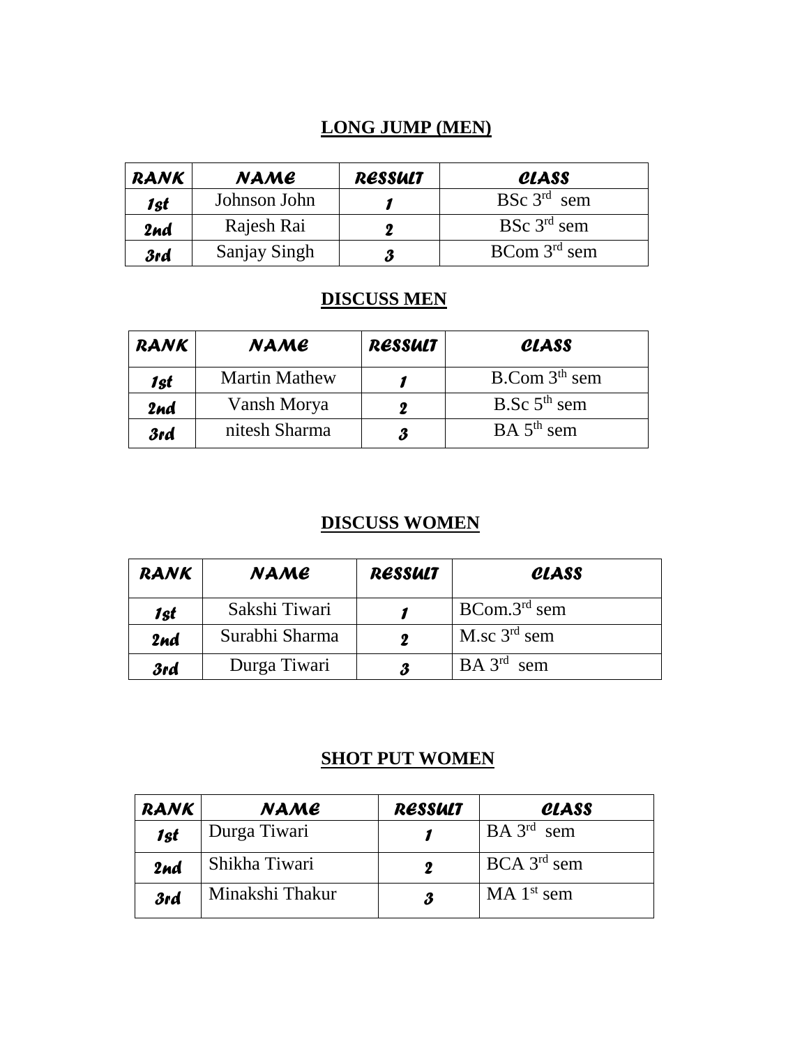## LONG JUMP (MEN)

| RANK | NAME | RESSULT | CLASS |
|---|---|---|---|
| 1st | Johnson John | 1 | BSc 3rd sem |
| 2nd | Rajesh Rai | 2 | BSc 3rd sem |
| 3rd | Sanjay Singh | 3 | BCom 3rd sem |

## DISCUSS MEN

| RANK | NAME | RESSULT | CLASS |
|---|---|---|---|
| 1st | Martin Mathew | 1 | B.Com 3th sem |
| 2nd | Vansh Morya | 2 | B.Sc 5th sem |
| 3rd | nitesh Sharma | 3 | BA 5th sem |

## DISCUSS WOMEN

| RANK | NAME | RESSULT | CLASS |
|---|---|---|---|
| 1st | Sakshi Tiwari | 1 | BCom.3rd sem |
| 2nd | Surabhi Sharma | 2 | M.sc 3rd sem |
| 3rd | Durga Tiwari | 3 | BA 3rd sem |

## SHOT PUT WOMEN

| RANK | NAME | RESSULT | CLASS |
|---|---|---|---|
| 1st | Durga Tiwari | 1 | BA 3rd sem |
| 2nd | Shikha Tiwari | 2 | BCA 3rd sem |
| 3rd | Minakshi Thakur | 3 | MA 1st sem |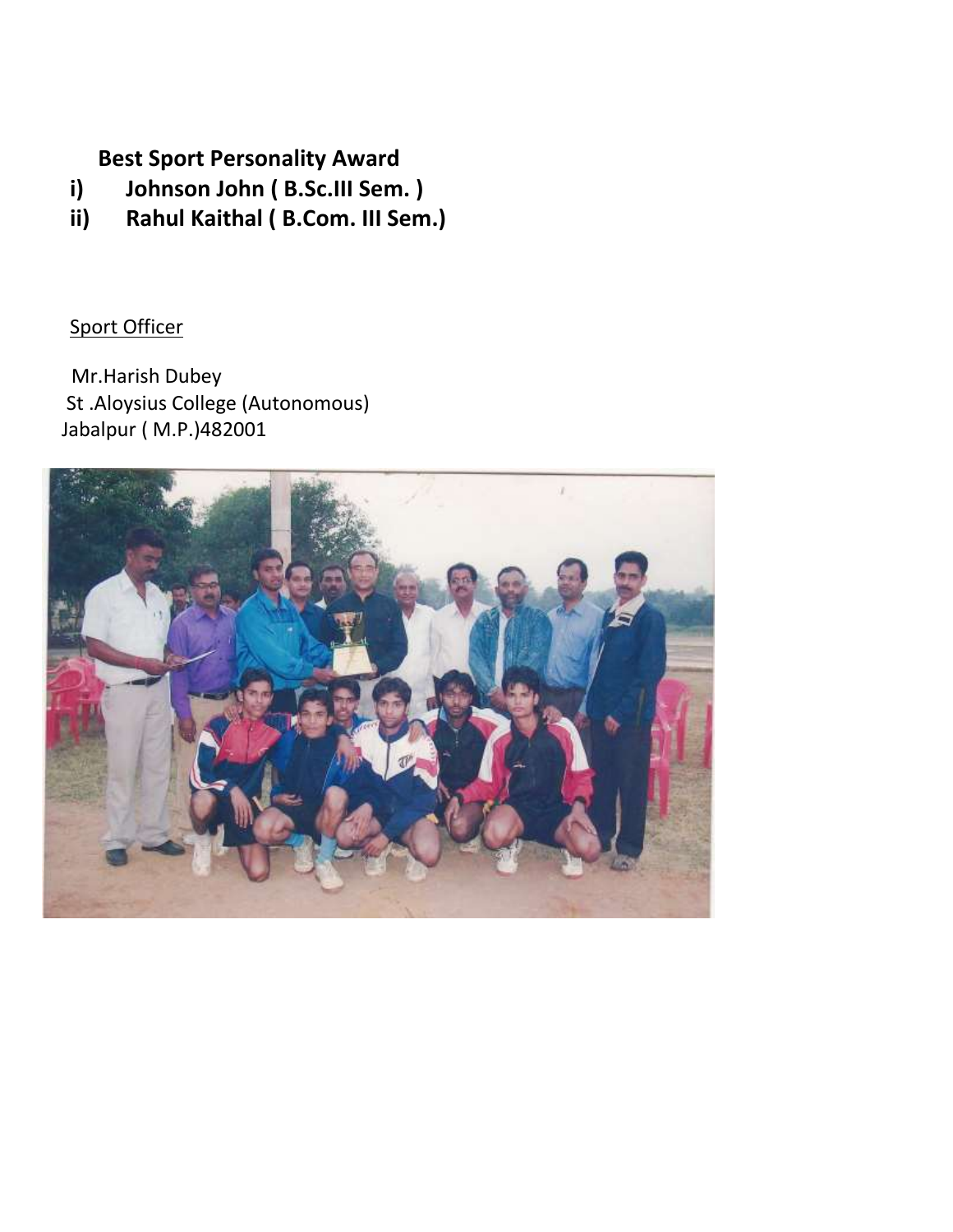**Best Sport Personality Award**

i) **Johnson John ( B.Sc.III Sem. )**

ii) **Rahul Kaithal ( B.Com. III Sem.)**

Sport Officer

Mr.Harish Dubey
St .Aloysius College (Autonomous)
Jabalpur ( M.P.)482001